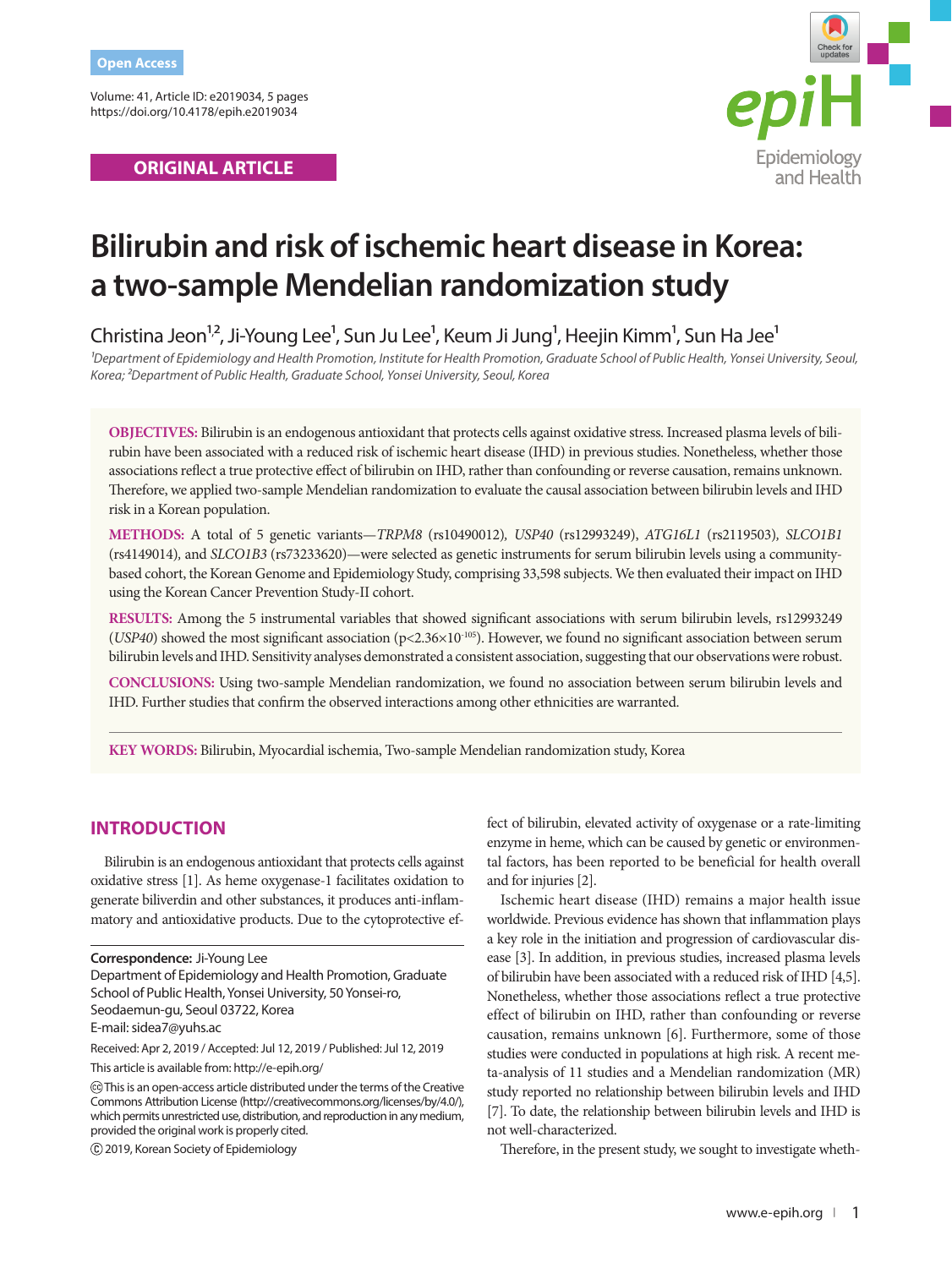Open Access

Volume: 41, Article ID: e2019034, 5 pages
https://doi.org/10.4178/epih.e2019034

ORIGINAL ARTICLE

# Bilirubin and risk of ischemic heart disease in Korea: a two-sample Mendelian randomization study

Christina Jeon[1,2], Ji-Young Lee[1], Sun Ju Lee[1], Keum Ji Jung[1], Heejin Kimm[1], Sun Ha Jee[1]

[1]*Department of Epidemiology and Health Promotion, Institute for Health Promotion, Graduate School of Public Health, Yonsei University, Seoul, Korea;* [2]*Department of Public Health, Graduate School, Yonsei University, Seoul, Korea*

**OBJECTIVES:** Bilirubin is an endogenous antioxidant that protects cells against oxidative stress. Increased plasma levels of bilirubin have been associated with a reduced risk of ischemic heart disease (IHD) in previous studies. Nonetheless, whether those associations reflect a true protective effect of bilirubin on IHD, rather than confounding or reverse causation, remains unknown. Therefore, we applied two-sample Mendelian randomization to evaluate the causal association between bilirubin levels and IHD risk in a Korean population.

**METHODS:** A total of 5 genetic variants—*TRPM8* (rs10490012), *USP40* (rs12993249), *ATG16L1* (rs2119503), *SLCO1B1* (rs4149014), and *SLCO1B3* (rs73233620)—were selected as genetic instruments for serum bilirubin levels using a community-based cohort, the Korean Genome and Epidemiology Study, comprising 33,598 subjects. We then evaluated their impact on IHD using the Korean Cancer Prevention Study-II cohort.

**RESULTS:** Among the 5 instrumental variables that showed significant associations with serum bilirubin levels, rs12993249 (*USP40*) showed the most significant association ($p<2.36\times10^{-105}$). However, we found no significant association between serum bilirubin levels and IHD. Sensitivity analyses demonstrated a consistent association, suggesting that our observations were robust.

**CONCLUSIONS:** Using two-sample Mendelian randomization, we found no association between serum bilirubin levels and IHD. Further studies that confirm the observed interactions among other ethnicities are warranted.

**KEY WORDS:** Bilirubin, Myocardial ischemia, Two-sample Mendelian randomization study, Korea

## INTRODUCTION

Bilirubin is an endogenous antioxidant that protects cells against oxidative stress [1]. As heme oxygenase-1 facilitates oxidation to generate biliverdin and other substances, it produces anti-inflammatory and antioxidative products. Due to the cytoprotective effect of bilirubin, elevated activity of oxygenase or a rate-limiting enzyme in heme, which can be caused by genetic or environmental factors, has been reported to be beneficial for health overall and for injuries [2].

Ischemic heart disease (IHD) remains a major health issue worldwide. Previous evidence has shown that inflammation plays a key role in the initiation and progression of cardiovascular disease [3]. In addition, in previous studies, increased plasma levels of bilirubin have been associated with a reduced risk of IHD [4,5]. Nonetheless, whether those associations reflect a true protective effect of bilirubin on IHD, rather than confounding or reverse causation, remains unknown [6]. Furthermore, some of those studies were conducted in populations at high risk. A recent meta-analysis of 11 studies and a Mendelian randomization (MR) study reported no relationship between bilirubin levels and IHD [7]. To date, the relationship between bilirubin levels and IHD is not well-characterized.

Therefore, in the present study, we sought to investigate wheth-

**Correspondence:** Ji-Young Lee
Department of Epidemiology and Health Promotion, Graduate School of Public Health, Yonsei University, 50 Yonsei-ro, Seodaemun-gu, Seoul 03722, Korea
E-mail: sidea7@yuhs.ac

Received: Apr 2, 2019 / Accepted: Jul 12, 2019 / Published: Jul 12, 2019

This article is available from: http://e-epih.org/

This is an open-access article distributed under the terms of the Creative Commons Attribution License (http://creativecommons.org/licenses/by/4.0/), which permits unrestricted use, distribution, and reproduction in any medium, provided the original work is properly cited.

© 2019, Korean Society of Epidemiology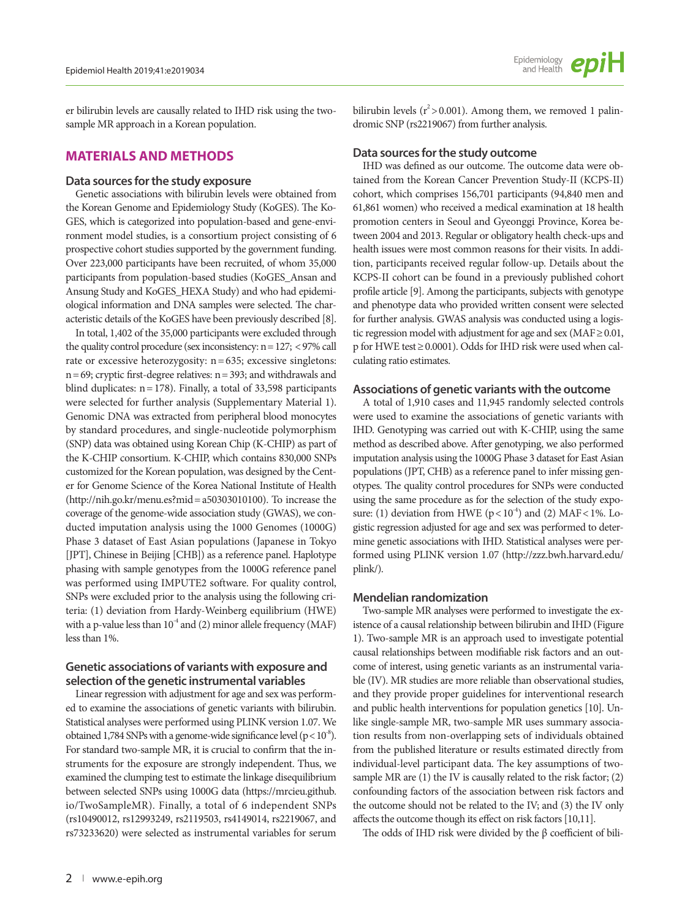er bilirubin levels are causally related to IHD risk using the two-sample MR approach in a Korean population.

## MATERIALS AND METHODS

### Data sources for the study exposure

Genetic associations with bilirubin levels were obtained from the Korean Genome and Epidemiology Study (KoGES). The KoGES, which is categorized into population-based and gene-environment model studies, is a consortium project consisting of 6 prospective cohort studies supported by the government funding. Over 223,000 participants have been recruited, of whom 35,000 participants from population-based studies (KoGES_Ansan and Ansung Study and KoGES_HEXA Study) and who had epidemiological information and DNA samples were selected. The characteristic details of the KoGES have been previously described [8].

In total, 1,402 of the 35,000 participants were excluded through the quality control procedure (sex inconsistency: n = 127; < 97% call rate or excessive heterozygosity: n = 635; excessive singletons: n = 69; cryptic first-degree relatives: n = 393; and withdrawals and blind duplicates: n = 178). Finally, a total of 33,598 participants were selected for further analysis (Supplementary Material 1). Genomic DNA was extracted from peripheral blood monocytes by standard procedures, and single-nucleotide polymorphism (SNP) data was obtained using Korean Chip (K-CHIP) as part of the K-CHIP consortium. K-CHIP, which contains 830,000 SNPs customized for the Korean population, was designed by the Center for Genome Science of the Korea National Institute of Health (http://nih.go.kr/menu.es?mid = a50303010100). To increase the coverage of the genome-wide association study (GWAS), we conducted imputation analysis using the 1000 Genomes (1000G) Phase 3 dataset of East Asian populations (Japanese in Tokyo [JPT], Chinese in Beijing [CHB]) as a reference panel. Haplotype phasing with sample genotypes from the 1000G reference panel was performed using IMPUTE2 software. For quality control, SNPs were excluded prior to the analysis using the following criteria: (1) deviation from Hardy-Weinberg equilibrium (HWE) with a p-value less than $10^{-4}$ and (2) minor allele frequency (MAF) less than 1%.

### Genetic associations of variants with exposure and selection of the genetic instrumental variables

Linear regression with adjustment for age and sex was performed to examine the associations of genetic variants with bilirubin. Statistical analyses were performed using PLINK version 1.07. We obtained 1,784 SNPs with a genome-wide significance level ($p < 10^{-8}$). For standard two-sample MR, it is crucial to confirm that the instruments for the exposure are strongly independent. Thus, we examined the clumping test to estimate the linkage disequilibrium between selected SNPs using 1000G data (https://mrcieu.github.io/TwoSampleMR). Finally, a total of 6 independent SNPs (rs10490012, rs12993249, rs2119503, rs4149014, rs2219067, and rs73233620) were selected as instrumental variables for serum bilirubin levels ($r^2 > 0.001$). Among them, we removed 1 palindromic SNP (rs2219067) from further analysis.

### Data sources for the study outcome

IHD was defined as our outcome. The outcome data were obtained from the Korean Cancer Prevention Study-II (KCPS-II) cohort, which comprises 156,701 participants (94,840 men and 61,861 women) who received a medical examination at 18 health promotion centers in Seoul and Gyeonggi Province, Korea between 2004 and 2013. Regular or obligatory health check-ups and health issues were most common reasons for their visits. In addition, participants received regular follow-up. Details about the KCPS-II cohort can be found in a previously published cohort profile article [9]. Among the participants, subjects with genotype and phenotype data who provided written consent were selected for further analysis. GWAS analysis was conducted using a logistic regression model with adjustment for age and sex (MAF ≥ 0.01, p for HWE test ≥ 0.0001). Odds for IHD risk were used when calculating ratio estimates.

### Associations of genetic variants with the outcome

A total of 1,910 cases and 11,945 randomly selected controls were used to examine the associations of genetic variants with IHD. Genotyping was carried out with K-CHIP, using the same method as described above. After genotyping, we also performed imputation analysis using the 1000G Phase 3 dataset for East Asian populations (JPT, CHB) as a reference panel to infer missing genotypes. The quality control procedures for SNPs were conducted using the same procedure as for the selection of the study exposure: (1) deviation from HWE ($p < 10^{-4}$) and (2) MAF < 1%. Logistic regression adjusted for age and sex was performed to determine genetic associations with IHD. Statistical analyses were performed using PLINK version 1.07 (http://zzz.bwh.harvard.edu/plink/).

### Mendelian randomization

Two-sample MR analyses were performed to investigate the existence of a causal relationship between bilirubin and IHD (Figure 1). Two-sample MR is an approach used to investigate potential causal relationships between modifiable risk factors and an outcome of interest, using genetic variants as an instrumental variable (IV). MR studies are more reliable than observational studies, and they provide proper guidelines for interventional research and public health interventions for population genetics [10]. Unlike single-sample MR, two-sample MR uses summary association results from non-overlapping sets of individuals obtained from the published literature or results estimated directly from individual-level participant data. The key assumptions of two-sample MR are (1) the IV is causally related to the risk factor; (2) confounding factors of the association between risk factors and the outcome should not be related to the IV; and (3) the IV only affects the outcome though its effect on risk factors [10,11].

The odds of IHD risk were divided by the β coefficient of bili-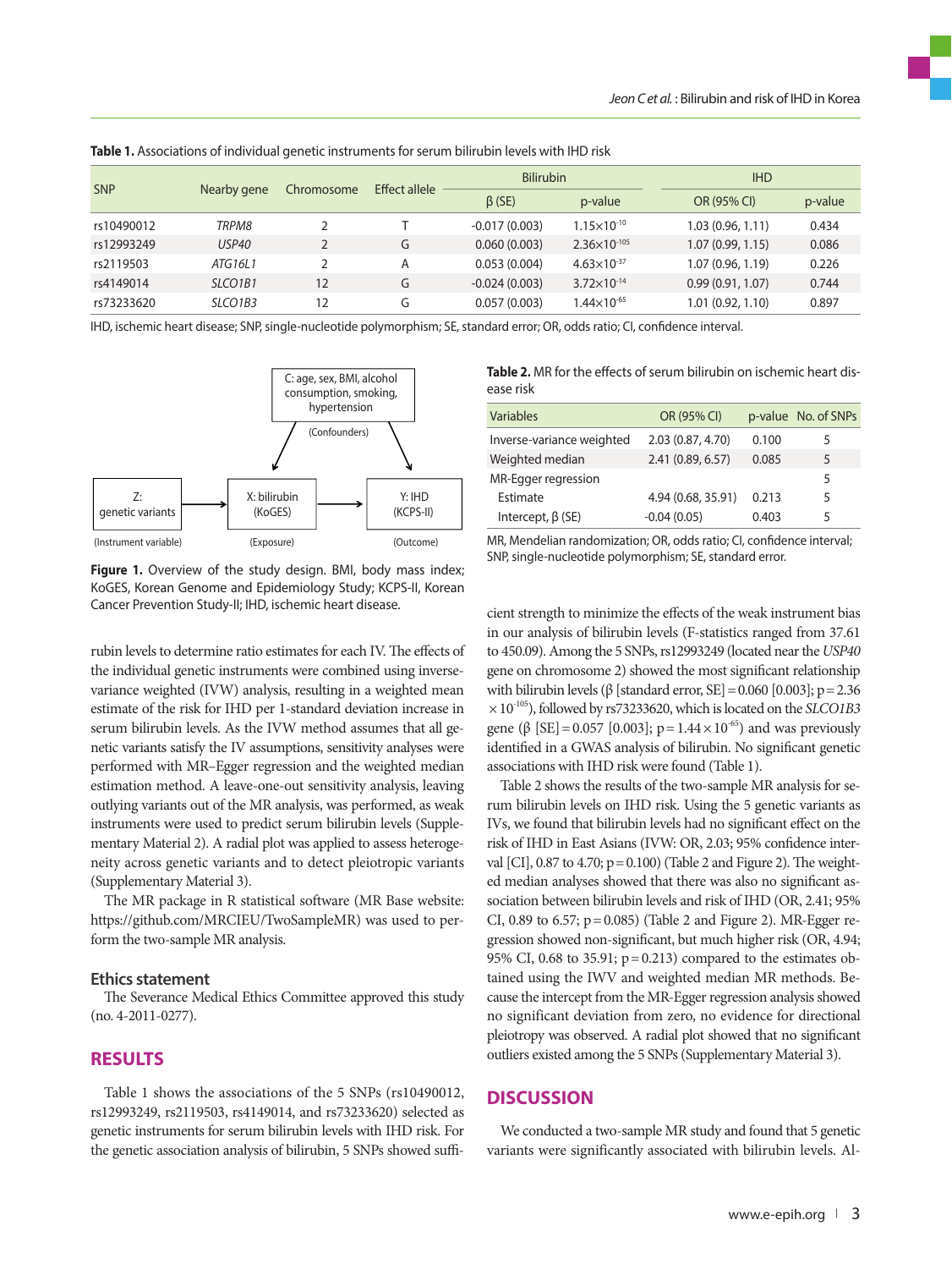**Table 1.** Associations of individual genetic instruments for serum bilirubin levels with IHD risk

| SNP | Nearby gene | Chromosome | Effect allele | Bilirubin | | IHD | |
|---|---|---|---|---|---|---|---|
| | | | | β (SE) | p-value | OR (95% CI) | p-value |
| rs10490012 | *TRPM8* | 2 | T | -0.017 (0.003) | $1.15\times10^{-10}$ | 1.03 (0.96, 1.11) | 0.434 |
| rs12993249 | *USP40* | 2 | G | 0.060 (0.003) | $2.36\times10^{-105}$ | 1.07 (0.99, 1.15) | 0.086 |
| rs2119503 | *ATG16L1* | 2 | A | 0.053 (0.004) | $4.63\times10^{-37}$ | 1.07 (0.96, 1.19) | 0.226 |
| rs4149014 | *SLCO1B1* | 12 | G | -0.024 (0.003) | $3.72\times10^{-14}$ | 0.99 (0.91, 1.07) | 0.744 |
| rs73233620 | *SLCO1B3* | 12 | G | 0.057 (0.003) | $1.44\times10^{-65}$ | 1.01 (0.92, 1.10) | 0.897 |

IHD, ischemic heart disease; SNP, single-nucleotide polymorphism; SE, standard error; OR, odds ratio; CI, confidence interval.

C: age, sex, BMI, alcohol consumption, smoking, hypertension (Confounders)

Z: genetic variants (Instrument variable) → X: bilirubin (KoGES) (Exposure) → Y: IHD (KCPS-II) (Outcome)

**Figure 1.** Overview of the study design. BMI, body mass index; KoGES, Korean Genome and Epidemiology Study; KCPS-II, Korean Cancer Prevention Study-II; IHD, ischemic heart disease.

rubin levels to determine ratio estimates for each IV. The effects of the individual genetic instruments were combined using inverse-variance weighted (IVW) analysis, resulting in a weighted mean estimate of the risk for IHD per 1-standard deviation increase in serum bilirubin levels. As the IVW method assumes that all genetic variants satisfy the IV assumptions, sensitivity analyses were performed with MR–Egger regression and the weighted median estimation method. A leave-one-out sensitivity analysis, leaving outlying variants out of the MR analysis, was performed, as weak instruments were used to predict serum bilirubin levels (Supplementary Material 2). A radial plot was applied to assess heterogeneity across genetic variants and to detect pleiotropic variants (Supplementary Material 3).

The MR package in R statistical software (MR Base website: https://github.com/MRCIEU/TwoSampleMR) was used to perform the two-sample MR analysis.

### Ethics statement

The Severance Medical Ethics Committee approved this study (no. 4-2011-0277).

## RESULTS

Table 1 shows the associations of the 5 SNPs (rs10490012, rs12993249, rs2119503, rs4149014, and rs73233620) selected as genetic instruments for serum bilirubin levels with IHD risk. For the genetic association analysis of bilirubin, 5 SNPs showed sufficient strength to minimize the effects of the weak instrument bias in our analysis of bilirubin levels (F-statistics ranged from 37.61 to 450.09). Among the 5 SNPs, rs12993249 (located near the *USP40* gene on chromosome 2) showed the most significant relationship with bilirubin levels (β [standard error, SE] = 0.060 [0.003]; $p = 2.36\times10^{-105}$), followed by rs73233620, which is located on the *SLCO1B3* gene (β [SE] = 0.057 [0.003]; $p = 1.44\times10^{-65}$) and was previously identified in a GWAS analysis of bilirubin. No significant genetic associations with IHD risk were found (Table 1).

**Table 2.** MR for the effects of serum bilirubin on ischemic heart disease risk

| Variables | OR (95% CI) | p-value | No. of SNPs |
|---|---|---|---|
| Inverse-variance weighted | 2.03 (0.87, 4.70) | 0.100 | 5 |
| Weighted median | 2.41 (0.89, 6.57) | 0.085 | 5 |
| MR-Egger regression | | | 5 |
| Estimate | 4.94 (0.68, 35.91) | 0.213 | 5 |
| Intercept, β (SE) | -0.04 (0.05) | 0.403 | 5 |

MR, Mendelian randomization; OR, odds ratio; CI, confidence interval; SNP, single-nucleotide polymorphism; SE, standard error.

Table 2 shows the results of the two-sample MR analysis for serum bilirubin levels on IHD risk. Using the 5 genetic variants as IVs, we found that bilirubin levels had no significant effect on the risk of IHD in East Asians (IVW: OR, 2.03; 95% confidence interval [CI], 0.87 to 4.70; p = 0.100) (Table 2 and Figure 2). The weighted median analyses showed that there was also no significant association between bilirubin levels and risk of IHD (OR, 2.41; 95% CI, 0.89 to 6.57; p = 0.085) (Table 2 and Figure 2). MR-Egger regression showed non-significant, but much higher risk (OR, 4.94; 95% CI, 0.68 to 35.91; p = 0.213) compared to the estimates obtained using the IWV and weighted median MR methods. Because the intercept from the MR-Egger regression analysis showed no significant deviation from zero, no evidence for directional pleiotropy was observed. A radial plot showed that no significant outliers existed among the 5 SNPs (Supplementary Material 3).

## DISCUSSION

We conducted a two-sample MR study and found that 5 genetic variants were significantly associated with bilirubin levels. Al-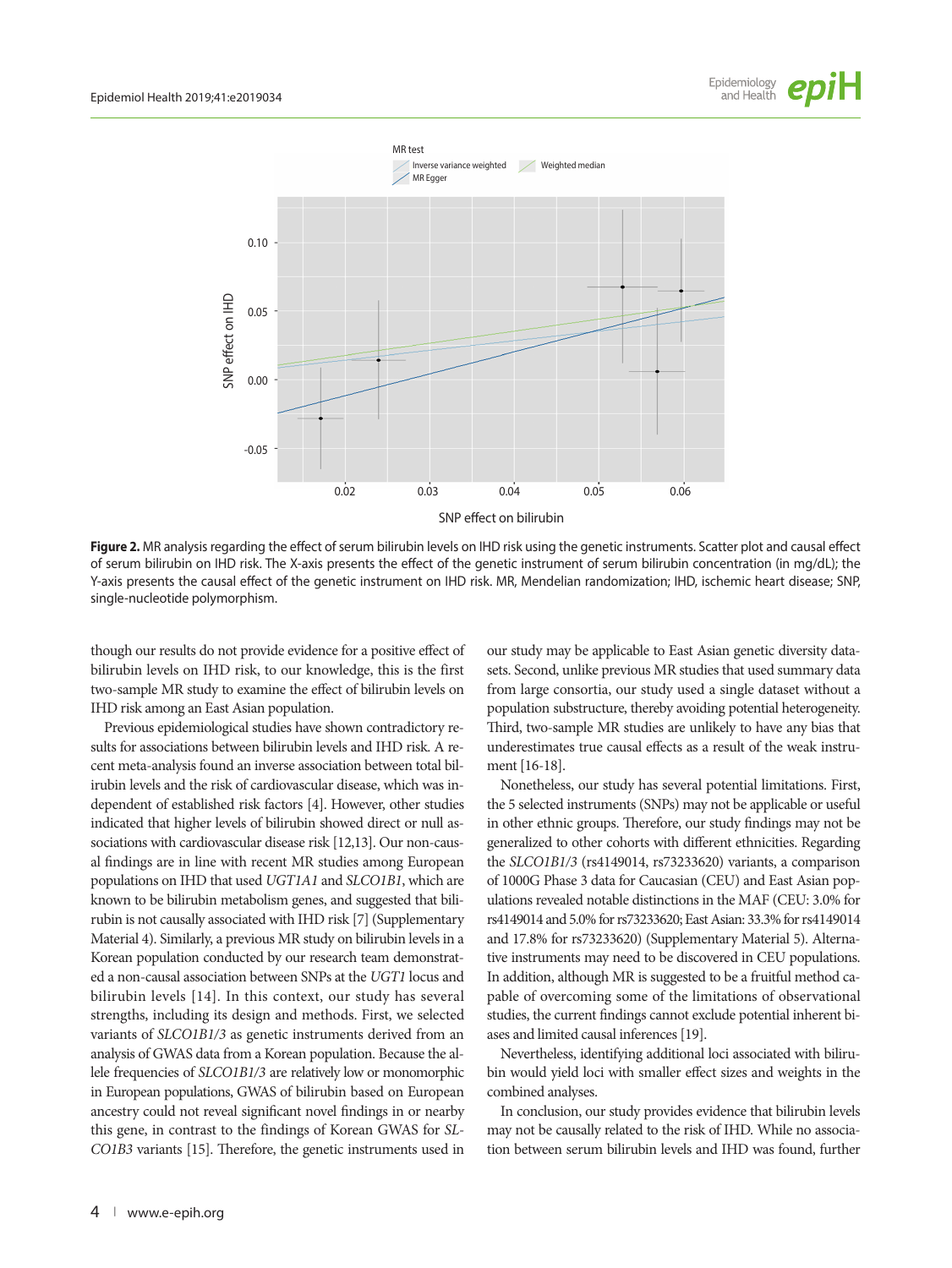**Figure 2.** MR analysis regarding the effect of serum bilirubin levels on IHD risk using the genetic instruments. Scatter plot and causal effect of serum bilirubin on IHD risk. The X-axis presents the effect of the genetic instrument of serum bilirubin concentration (in mg/dL); the Y-axis presents the causal effect of the genetic instrument on IHD risk. MR, Mendelian randomization; IHD, ischemic heart disease; SNP, single-nucleotide polymorphism.

though our results do not provide evidence for a positive effect of bilirubin levels on IHD risk, to our knowledge, this is the first two-sample MR study to examine the effect of bilirubin levels on IHD risk among an East Asian population.

Previous epidemiological studies have shown contradictory results for associations between bilirubin levels and IHD risk. A recent meta-analysis found an inverse association between total bilirubin levels and the risk of cardiovascular disease, which was independent of established risk factors [4]. However, other studies indicated that higher levels of bilirubin showed direct or null associations with cardiovascular disease risk [12,13]. Our non-causal findings are in line with recent MR studies among European populations on IHD that used *UGT1A1* and *SLCO1B1*, which are known to be bilirubin metabolism genes, and suggested that bilirubin is not causally associated with IHD risk [7] (Supplementary Material 4). Similarly, a previous MR study on bilirubin levels in a Korean population conducted by our research team demonstrated a non-causal association between SNPs at the *UGT1* locus and bilirubin levels [14]. In this context, our study has several strengths, including its design and methods. First, we selected variants of *SLCO1B1/3* as genetic instruments derived from an analysis of GWAS data from a Korean population. Because the allele frequencies of *SLCO1B1/3* are relatively low or monomorphic in European populations, GWAS of bilirubin based on European ancestry could not reveal significant novel findings in or nearby this gene, in contrast to the findings of Korean GWAS for *SLCO1B3* variants [15]. Therefore, the genetic instruments used in our study may be applicable to East Asian genetic diversity datasets. Second, unlike previous MR studies that used summary data from large consortia, our study used a single dataset without a population substructure, thereby avoiding potential heterogeneity. Third, two-sample MR studies are unlikely to have any bias that underestimates true causal effects as a result of the weak instrument [16-18].

Nonetheless, our study has several potential limitations. First, the 5 selected instruments (SNPs) may not be applicable or useful in other ethnic groups. Therefore, our study findings may not be generalized to other cohorts with different ethnicities. Regarding the *SLCO1B1/3* (rs4149014, rs73233620) variants, a comparison of 1000G Phase 3 data for Caucasian (CEU) and East Asian populations revealed notable distinctions in the MAF (CEU: 3.0% for rs4149014 and 5.0% for rs73233620; East Asian: 33.3% for rs4149014 and 17.8% for rs73233620) (Supplementary Material 5). Alternative instruments may need to be discovered in CEU populations. In addition, although MR is suggested to be a fruitful method capable of overcoming some of the limitations of observational studies, the current findings cannot exclude potential inherent biases and limited causal inferences [19].

Nevertheless, identifying additional loci associated with bilirubin would yield loci with smaller effect sizes and weights in the combined analyses.

In conclusion, our study provides evidence that bilirubin levels may not be causally related to the risk of IHD. While no association between serum bilirubin levels and IHD was found, further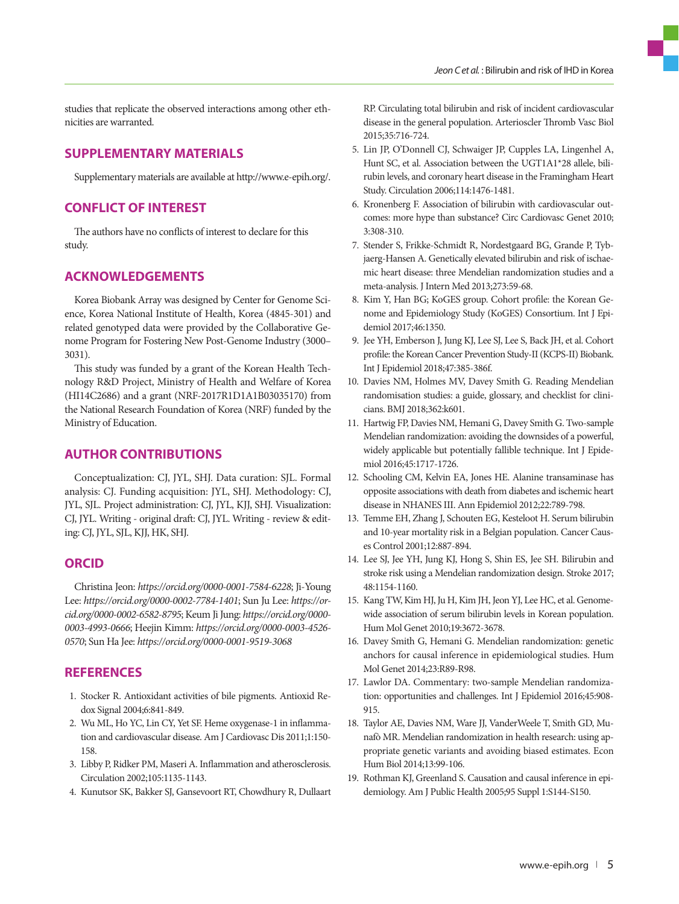studies that replicate the observed interactions among other ethnicities are warranted.

## SUPPLEMENTARY MATERIALS

Supplementary materials are available at http://www.e-epih.org/.

## CONFLICT OF INTEREST

The authors have no conflicts of interest to declare for this study.

## ACKNOWLEDGEMENTS

Korea Biobank Array was designed by Center for Genome Science, Korea National Institute of Health, Korea (4845-301) and related genotyped data were provided by the Collaborative Genome Program for Fostering New Post-Genome Industry (3000–3031).

This study was funded by a grant of the Korean Health Technology R&D Project, Ministry of Health and Welfare of Korea (HI14C2686) and a grant (NRF-2017R1D1A1B03035170) from the National Research Foundation of Korea (NRF) funded by the Ministry of Education.

## AUTHOR CONTRIBUTIONS

Conceptualization: CJ, JYL, SHJ. Data curation: SJL. Formal analysis: CJ. Funding acquisition: JYL, SHJ. Methodology: CJ, JYL, SJL. Project administration: CJ, JYL, KJJ, SHJ. Visualization: CJ, JYL. Writing - original draft: CJ, JYL. Writing - review & editing: CJ, JYL, SJL, KJJ, HK, SHJ.

## ORCID

Christina Jeon: *https://orcid.org/0000-0001-7584-6228*; Ji-Young Lee: *https://orcid.org/0000-0002-7784-1401*; Sun Ju Lee: *https://orcid.org/0000-0002-6582-8795*; Keum Ji Jung: *https://orcid.org/0000-0003-4993-0666*; Heejin Kimm: *https://orcid.org/0000-0003-4526-0570*; Sun Ha Jee: *https://orcid.org/0000-0001-9519-3068*

## REFERENCES

1. Stocker R. Antioxidant activities of bile pigments. Antioxid Redox Signal 2004;6:841-849.
2. Wu ML, Ho YC, Lin CY, Yet SF. Heme oxygenase-1 in inflammation and cardiovascular disease. Am J Cardiovasc Dis 2011;1:150-158.
3. Libby P, Ridker PM, Maseri A. Inflammation and atherosclerosis. Circulation 2002;105:1135-1143.
4. Kunutsor SK, Bakker SJ, Gansevoort RT, Chowdhury R, Dullaart RP. Circulating total bilirubin and risk of incident cardiovascular disease in the general population. Arterioscler Thromb Vasc Biol 2015;35:716-724.
5. Lin JP, O'Donnell CJ, Schwaiger JP, Cupples LA, Lingenhel A, Hunt SC, et al. Association between the UGT1A1*28 allele, bilirubin levels, and coronary heart disease in the Framingham Heart Study. Circulation 2006;114:1476-1481.
6. Kronenberg F. Association of bilirubin with cardiovascular outcomes: more hype than substance? Circ Cardiovasc Genet 2010;3:308-310.
7. Stender S, Frikke-Schmidt R, Nordestgaard BG, Grande P, Tybjaerg-Hansen A. Genetically elevated bilirubin and risk of ischaemic heart disease: three Mendelian randomization studies and a meta-analysis. J Intern Med 2013;273:59-68.
8. Kim Y, Han BG; KoGES group. Cohort profile: the Korean Genome and Epidemiology Study (KoGES) Consortium. Int J Epidemiol 2017;46:1350.
9. Jee YH, Emberson J, Jung KJ, Lee SJ, Lee S, Back JH, et al. Cohort profile: the Korean Cancer Prevention Study-II (KCPS-II) Biobank. Int J Epidemiol 2018;47:385-386f.
10. Davies NM, Holmes MV, Davey Smith G. Reading Mendelian randomisation studies: a guide, glossary, and checklist for clinicians. BMJ 2018;362:k601.
11. Hartwig FP, Davies NM, Hemani G, Davey Smith G. Two-sample Mendelian randomization: avoiding the downsides of a powerful, widely applicable but potentially fallible technique. Int J Epidemiol 2016;45:1717-1726.
12. Schooling CM, Kelvin EA, Jones HE. Alanine transaminase has opposite associations with death from diabetes and ischemic heart disease in NHANES III. Ann Epidemiol 2012;22:789-798.
13. Temme EH, Zhang J, Schouten EG, Kesteloot H. Serum bilirubin and 10-year mortality risk in a Belgian population. Cancer Causes Control 2001;12:887-894.
14. Lee SJ, Jee YH, Jung KJ, Hong S, Shin ES, Jee SH. Bilirubin and stroke risk using a Mendelian randomization design. Stroke 2017;48:1154-1160.
15. Kang TW, Kim HJ, Ju H, Kim JH, Jeon YJ, Lee HC, et al. Genome-wide association of serum bilirubin levels in Korean population. Hum Mol Genet 2010;19:3672-3678.
16. Davey Smith G, Hemani G. Mendelian randomization: genetic anchors for causal inference in epidemiological studies. Hum Mol Genet 2014;23:R89-R98.
17. Lawlor DA. Commentary: two-sample Mendelian randomization: opportunities and challenges. Int J Epidemiol 2016;45:908-915.
18. Taylor AE, Davies NM, Ware JJ, VanderWeele T, Smith GD, Munafò MR. Mendelian randomization in health research: using appropriate genetic variants and avoiding biased estimates. Econ Hum Biol 2014;13:99-106.
19. Rothman KJ, Greenland S. Causation and causal inference in epidemiology. Am J Public Health 2005;95 Suppl 1:S144-S150.